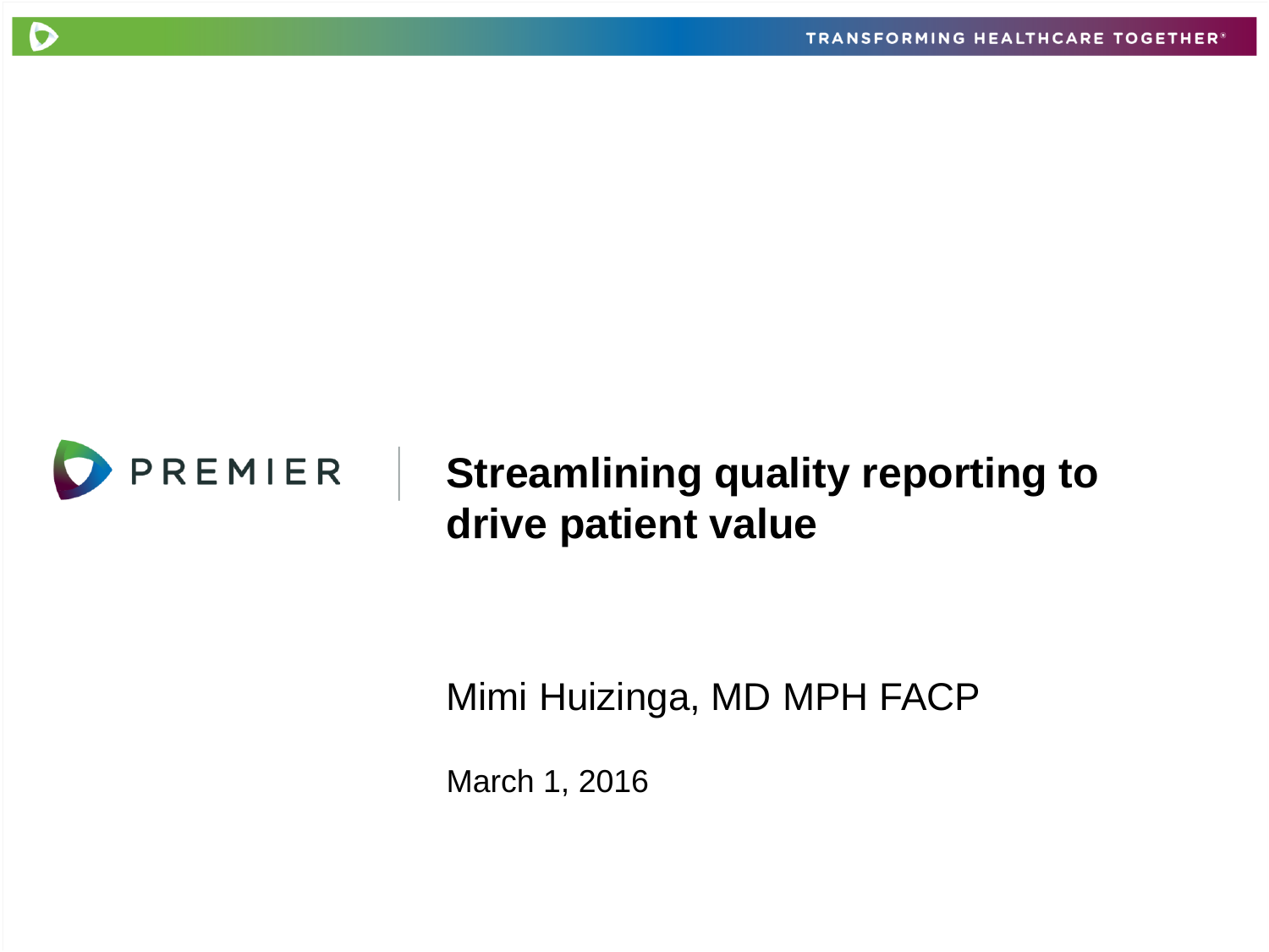PREMIER

# Streamlining quality reporting to drive patient value

Mimi Huizinga, MD MPH FACP

March 1, 2016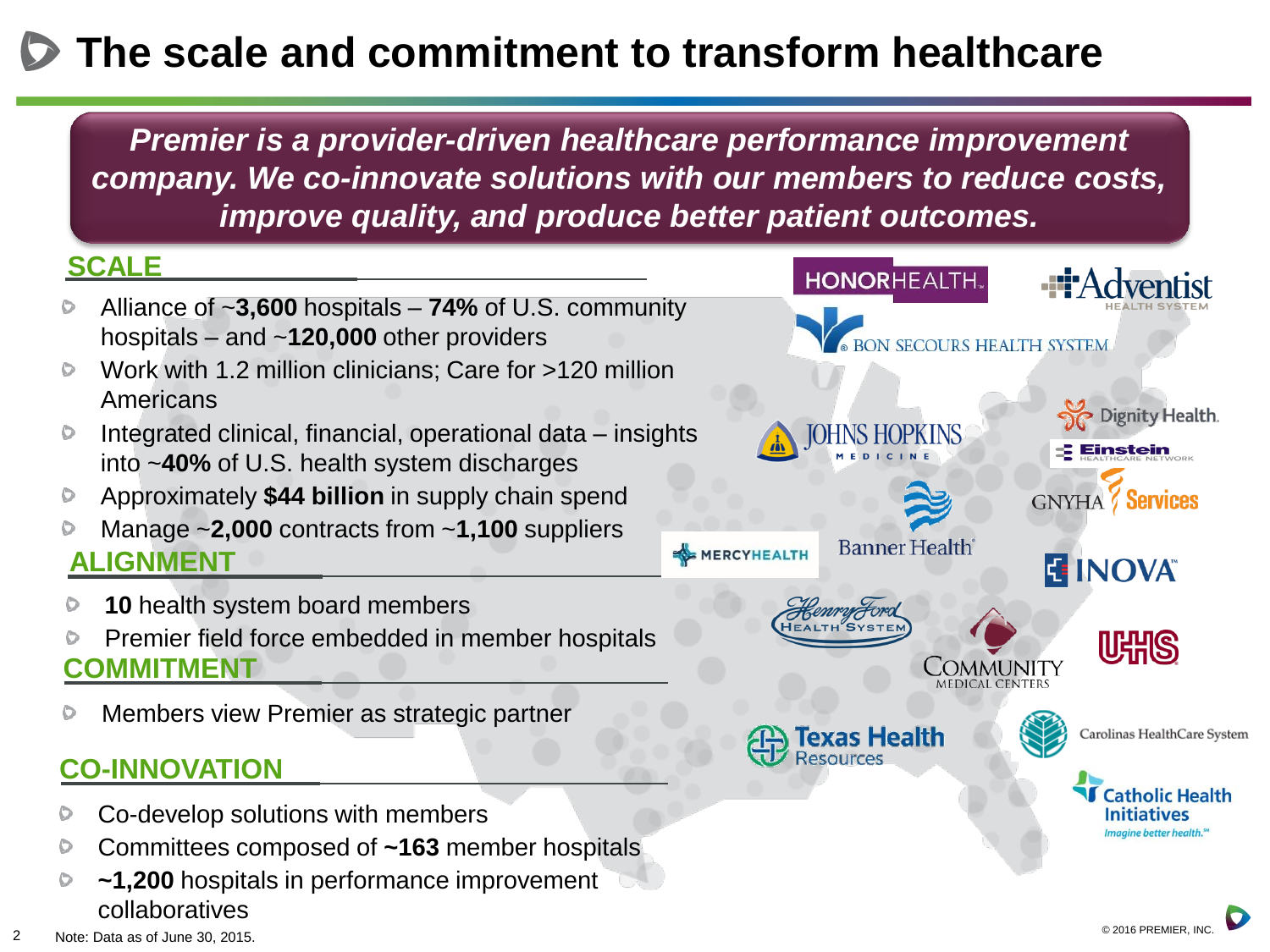# The scale and commitment to transform healthcare

***Premier is a provider-driven healthcare performance improvement company. We co-innovate solutions with our members to reduce costs, improve quality, and produce better patient outcomes.***

## SCALE

- Alliance of ~**3,600** hospitals – **74%** of U.S. community hospitals – and ~**120,000** other providers
- Work with 1.2 million clinicians; Care for >120 million Americans
- Integrated clinical, financial, operational data – insights into ~**40%** of U.S. health system discharges
- Approximately **$44 billion** in supply chain spend
- Manage ~**2,000** contracts from ~**1,100** suppliers

## ALIGNMENT

- **10** health system board members
- Premier field force embedded in member hospitals

## COMMITMENT

- Members view Premier as strategic partner

## CO-INNOVATION

- Co-develop solutions with members
- Committees composed of **~163** member hospitals
- **~1,200** hospitals in performance improvement collaboratives

HONORHEALTH, Adventist Health System, Bon Secours Health System, Dignity Health, Johns Hopkins Medicine, Einstein Healthcare Network, GNYHA Services, MercyHealth, Banner Health, INOVA, Henry Ford Health System, Community Medical Centers, UHS, Texas Health Resources, Carolinas HealthCare System, Catholic Health Initiatives

Note: Data as of June 30, 2015.

© 2016 PREMIER, INC.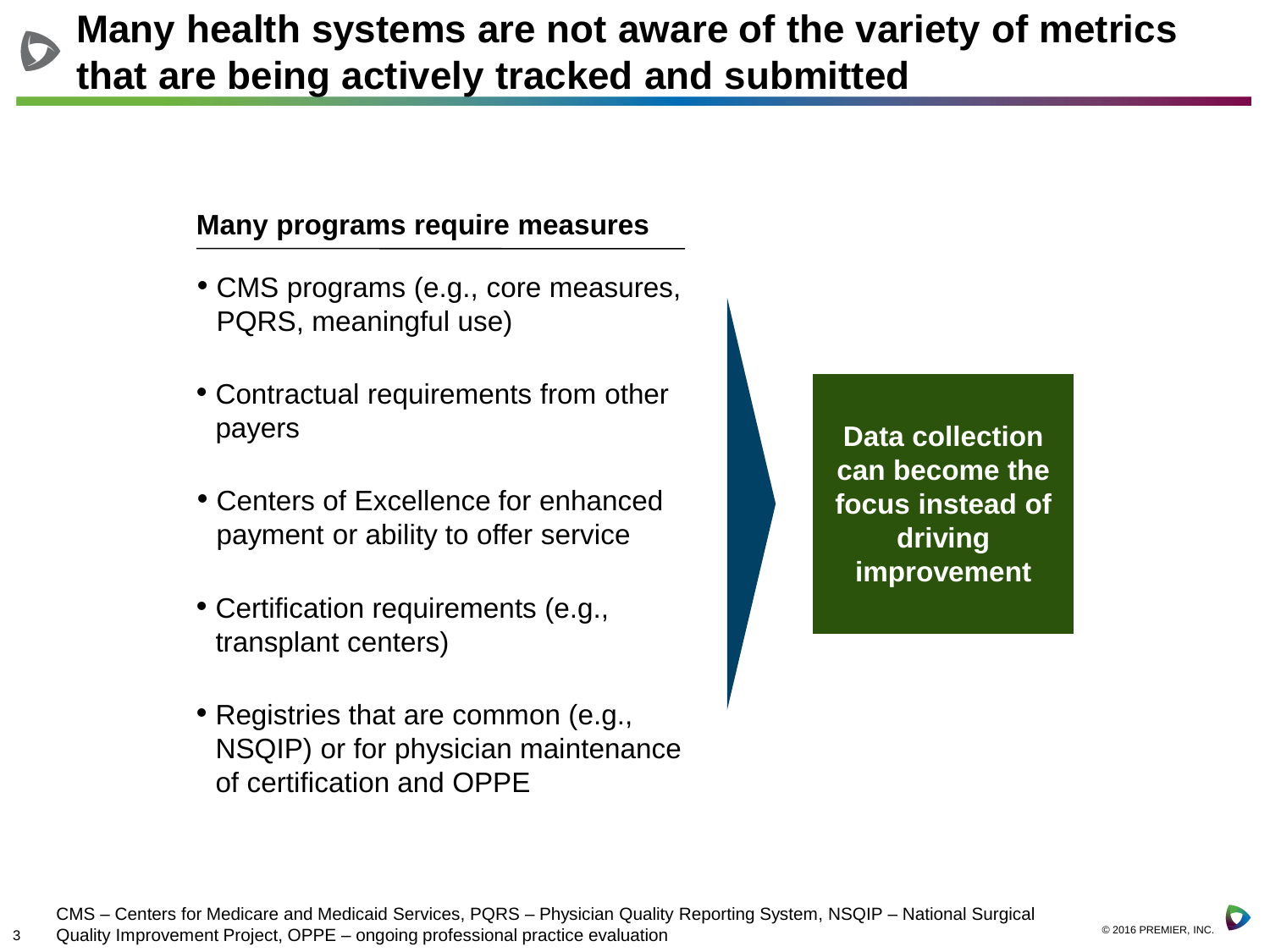# Many health systems are not aware of the variety of metrics that are being actively tracked and submitted

## Many programs require measures

- CMS programs (e.g., core measures, PQRS, meaningful use)
- Contractual requirements from other payers
- Centers of Excellence for enhanced payment or ability to offer service
- Certification requirements (e.g., transplant centers)
- Registries that are common (e.g., NSQIP) or for physician maintenance of certification and OPPE

**Data collection can become the focus instead of driving improvement**

CMS – Centers for Medicare and Medicaid Services, PQRS – Physician Quality Reporting System, NSQIP – National Surgical Quality Improvement Project, OPPE – ongoing professional practice evaluation

© 2016 PREMIER, INC.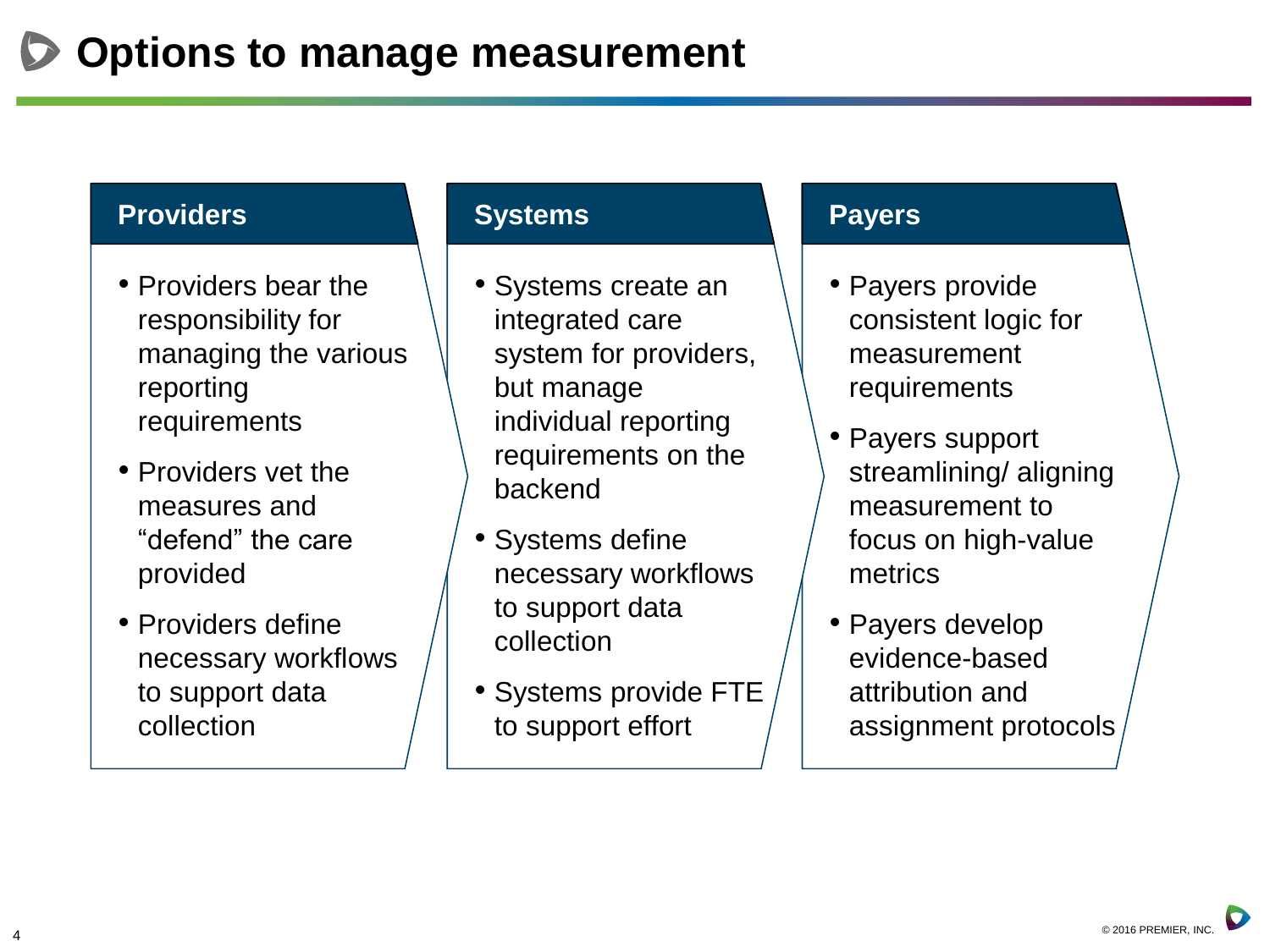# Options to manage measurement

## Providers

- Providers bear the responsibility for managing the various reporting requirements
- Providers vet the measures and “defend” the care provided
- Providers define necessary workflows to support data collection

## Systems

- Systems create an integrated care system for providers, but manage individual reporting requirements on the backend
- Systems define necessary workflows to support data collection
- Systems provide FTE to support effort

## Payers

- Payers provide consistent logic for measurement requirements
- Payers support streamlining/ aligning measurement to focus on high-value metrics
- Payers develop evidence-based attribution and assignment protocols

© 2016 PREMIER, INC.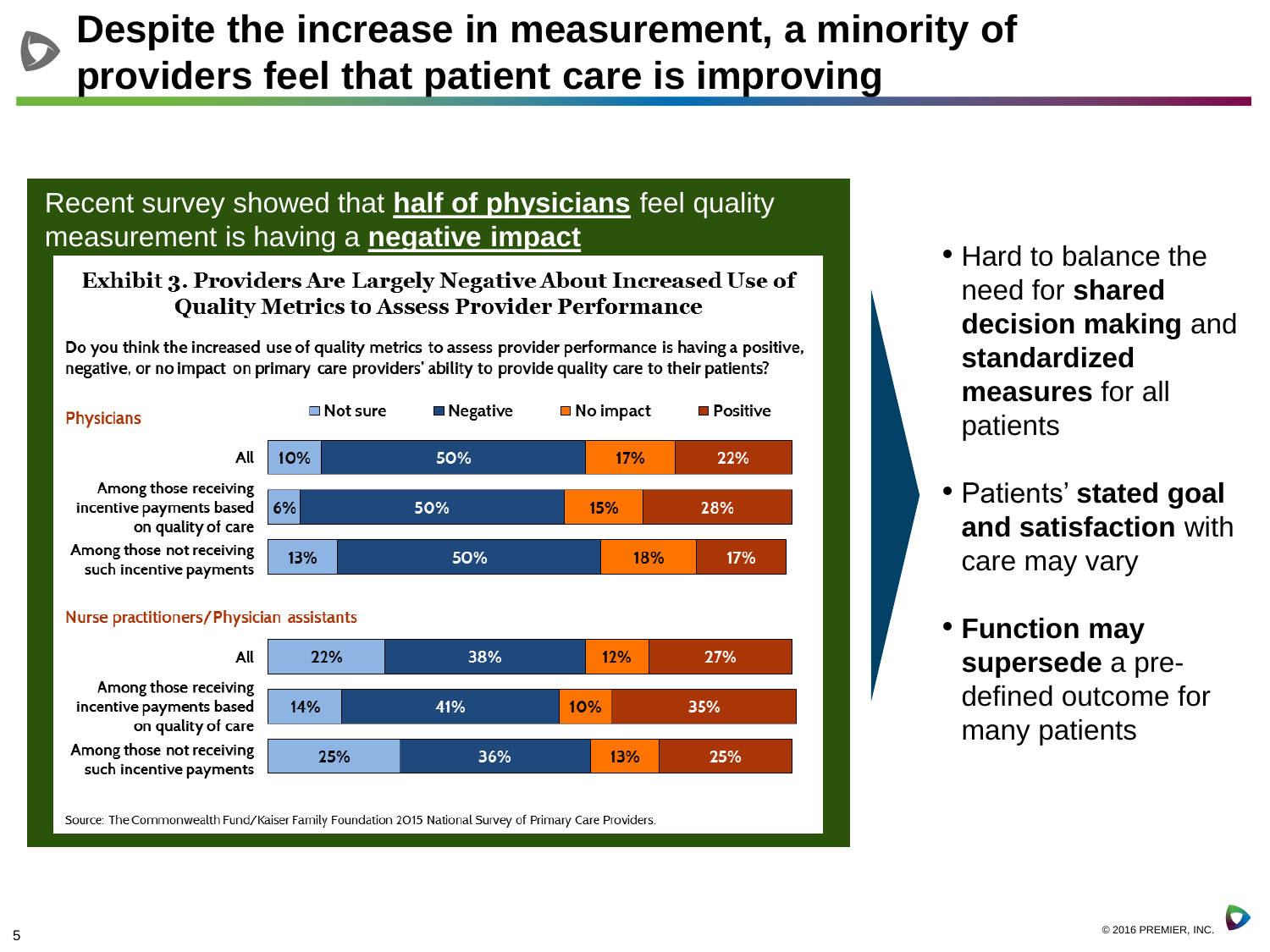# Despite the increase in measurement, a minority of providers feel that patient care is improving

Recent survey showed that **half of physicians** feel quality measurement is having a **negative impact**

**Exhibit 3. Providers Are Largely Negative About Increased Use of Quality Metrics to Assess Provider Performance**

Do you think the increased use of quality metrics to assess provider performance is having a positive, negative, or no impact on primary care providers' ability to provide quality care to their patients?

| | Not sure | Negative | No impact | Positive |
|---|---|---|---|---|
| **Physicians** | | | | |
| All | 10% | 50% | 17% | 22% |
| Among those receiving incentive payments based on quality of care | 6% | 50% | 15% | 28% |
| Among those not receiving such incentive payments | 13% | 50% | 18% | 17% |
| **Nurse practitioners/Physician assistants** | | | | |
| All | 22% | 38% | 12% | 27% |
| Among those receiving incentive payments based on quality of care | 14% | 41% | 10% | 35% |
| Among those not receiving such incentive payments | 25% | 36% | 13% | 25% |

Source: The Commonwealth Fund/Kaiser Family Foundation 2015 National Survey of Primary Care Providers.

- Hard to balance the need for **shared decision making** and **standardized measures** for all patients
- Patients' **stated goal and satisfaction** with care may vary
- **Function may supersede** a pre-defined outcome for many patients

© 2016 PREMIER, INC.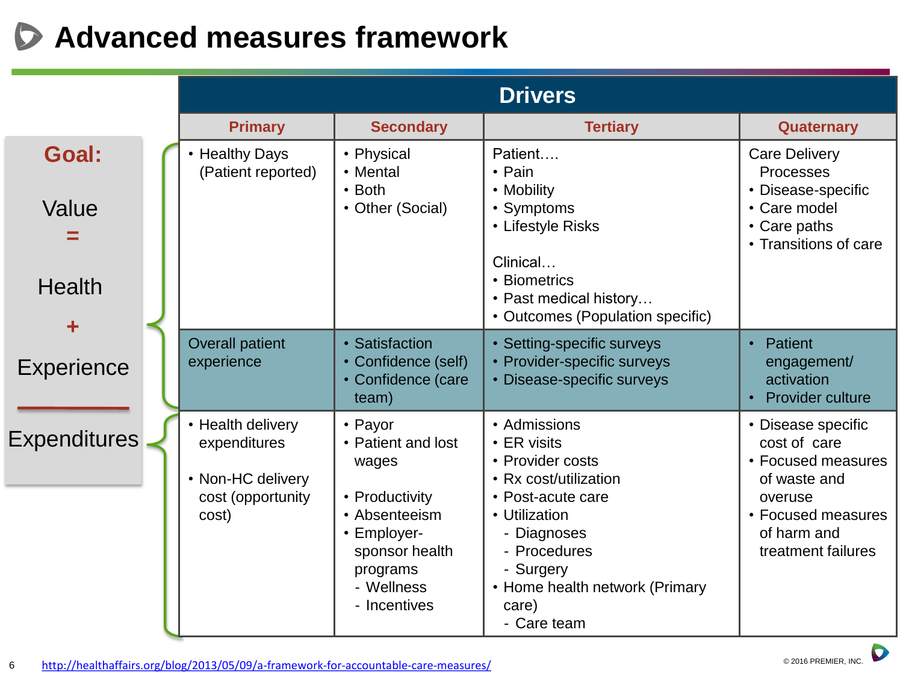# Advanced measures framework

**Goal:**

Value = (Health + Experience) / Expenditures

| Drivers | | | |
|---|---|---|---|
| **Primary** | **Secondary** | **Tertiary** | **Quaternary** |
| • Healthy Days (Patient reported) | • Physical<br>• Mental<br>• Both<br>• Other (Social) | Patient….<br>• Pain<br>• Mobility<br>• Symptoms<br>• Lifestyle Risks<br><br>Clinical…<br>• Biometrics<br>• Past medical history…<br>• Outcomes (Population specific) | Care Delivery Processes<br>• Disease-specific<br>• Care model<br>• Care paths<br>• Transitions of care |
| Overall patient experience | • Satisfaction<br>• Confidence (self)<br>• Confidence (care team) | • Setting-specific surveys<br>• Provider-specific surveys<br>• Disease-specific surveys | • Patient engagement/ activation<br>• Provider culture |
| • Health delivery expenditures<br><br>• Non-HC delivery cost (opportunity cost) | • Payor<br>• Patient and lost wages<br><br>• Productivity<br>• Absenteeism<br>• Employer-sponsor health programs<br>  - Wellness<br>  - Incentives | • Admissions<br>• ER visits<br>• Provider costs<br>• Rx cost/utilization<br>• Post-acute care<br>• Utilization<br>  - Diagnoses<br>  - Procedures<br>  - Surgery<br>• Home health network (Primary care)<br>  - Care team | • Disease specific cost of care<br>• Focused measures of waste and overuse<br>• Focused measures of harm and treatment failures |

http://healthaffairs.org/blog/2013/05/09/a-framework-for-accountable-care-measures/

© 2016 PREMIER, INC.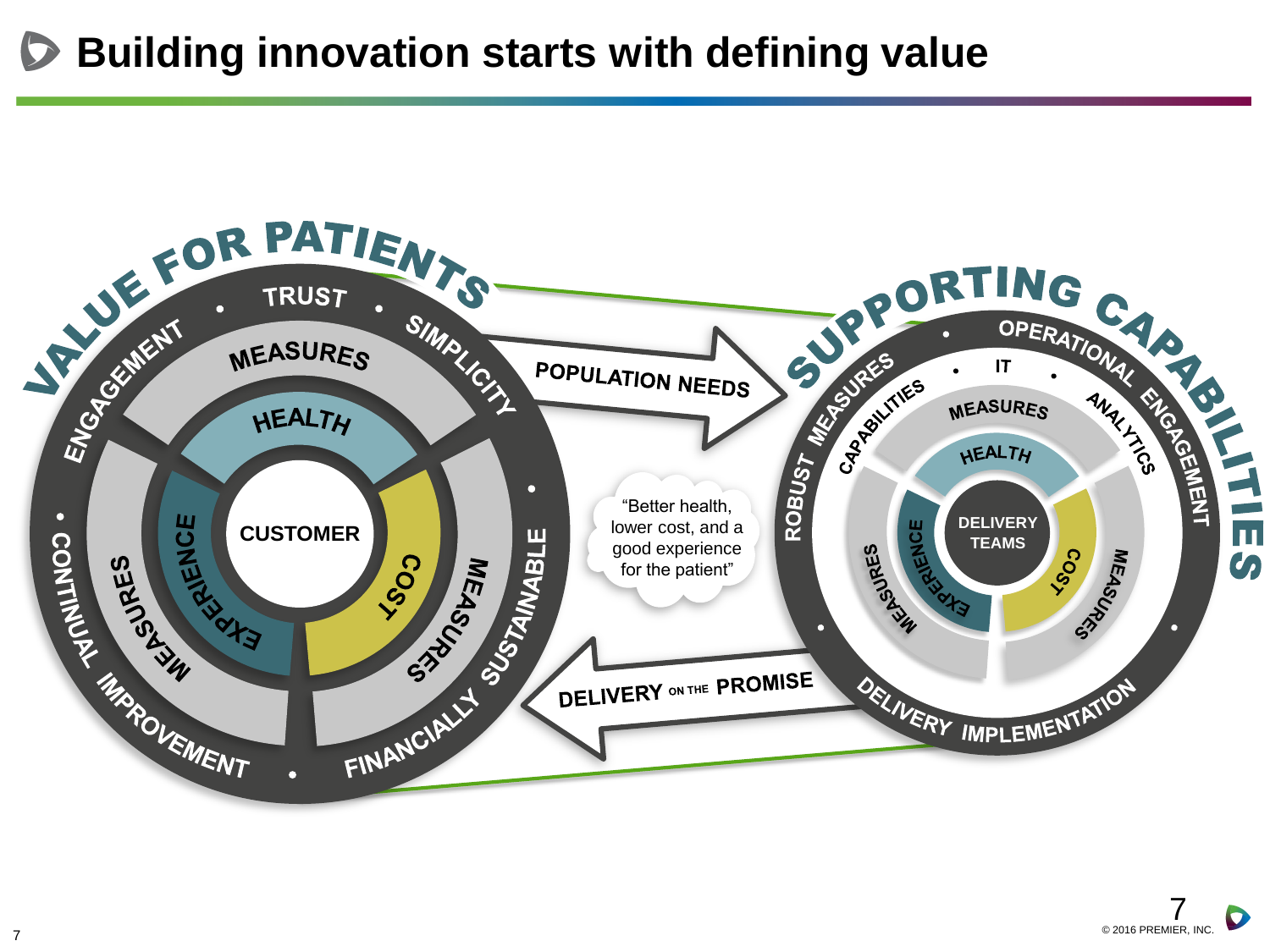# Building innovation starts with defining value

VALUE FOR PATIENTS

TRUST • SIMPLICITY • SUSTAINABLE • FINANCIALLY • CONTINUAL IMPROVEMENT • ENGAGEMENT

MEASURES

HEALTH

CUSTOMER

EXPERIENCE

COST

MEASURES

MEASURES

POPULATION NEEDS

"Better health, lower cost, and a good experience for the patient"

DELIVERY ON THE PROMISE

SUPPORTING CAPABILITIES

OPERATIONAL ENGAGEMENT • DELIVERY IMPLEMENTATION • ROBUST MEASURES

IT • ANALYTICS • CAPABILITIES

MEASURES

HEALTH

DELIVERY TEAMS

EXPERIENCE

COST

MEASURES

MEASURES

© 2016 PREMIER, INC.